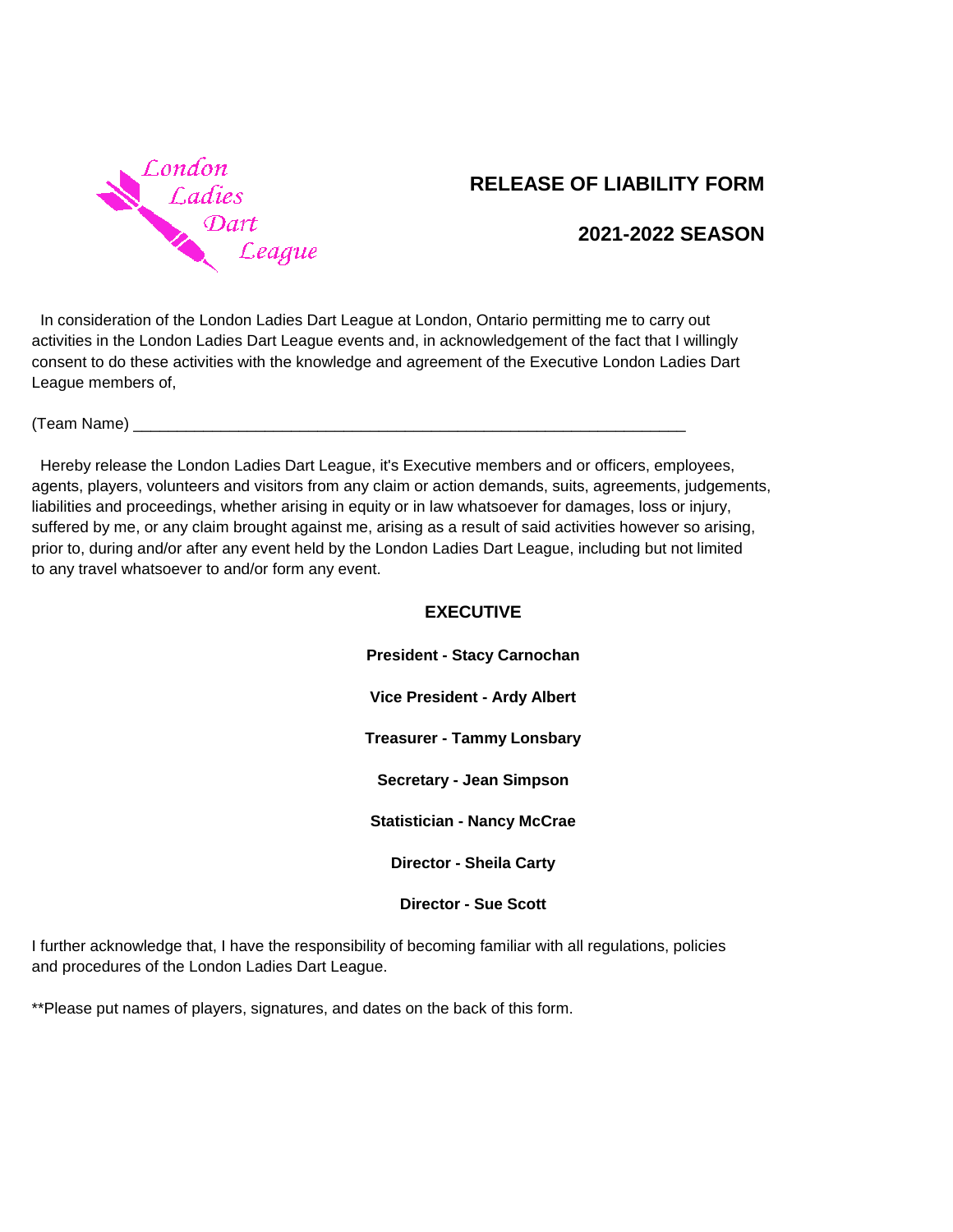London Ladies Dart League

# RELEASE OF LIABILITY FORM

## 2021-2022 SEASON

In consideration of the London Ladies Dart League at London, Ontario permitting me to carry out activities in the London Ladies Dart League events and, in acknowledgement of the fact that I willingly consent to do these activities with the knowledge and agreement of the Executive London Ladies Dart League members of,

(Team Name) _________________________________________________________________

Hereby release the London Ladies Dart League, it's Executive members and or officers, employees, agents, players, volunteers and visitors from any claim or action demands, suits, agreements, judgements, liabilities and proceedings, whether arising in equity or in law whatsoever for damages, loss or injury, suffered by me, or any claim brought against me, arising as a result of said activities however so arising, prior to, during and/or after any event held by the London Ladies Dart League, including but not limited to any travel whatsoever to and/or form any event.

**EXECUTIVE**

**President - Stacy Carnochan**

**Vice President - Ardy Albert**

**Treasurer - Tammy Lonsbary**

**Secretary - Jean Simpson**

**Statistician - Nancy McCrae**

**Director - Sheila Carty**

**Director - Sue Scott**

I further acknowledge that, I have the responsibility of becoming familiar with all regulations, policies and procedures of the London Ladies Dart League.

**Please put names of players, signatures, and dates on the back of this form.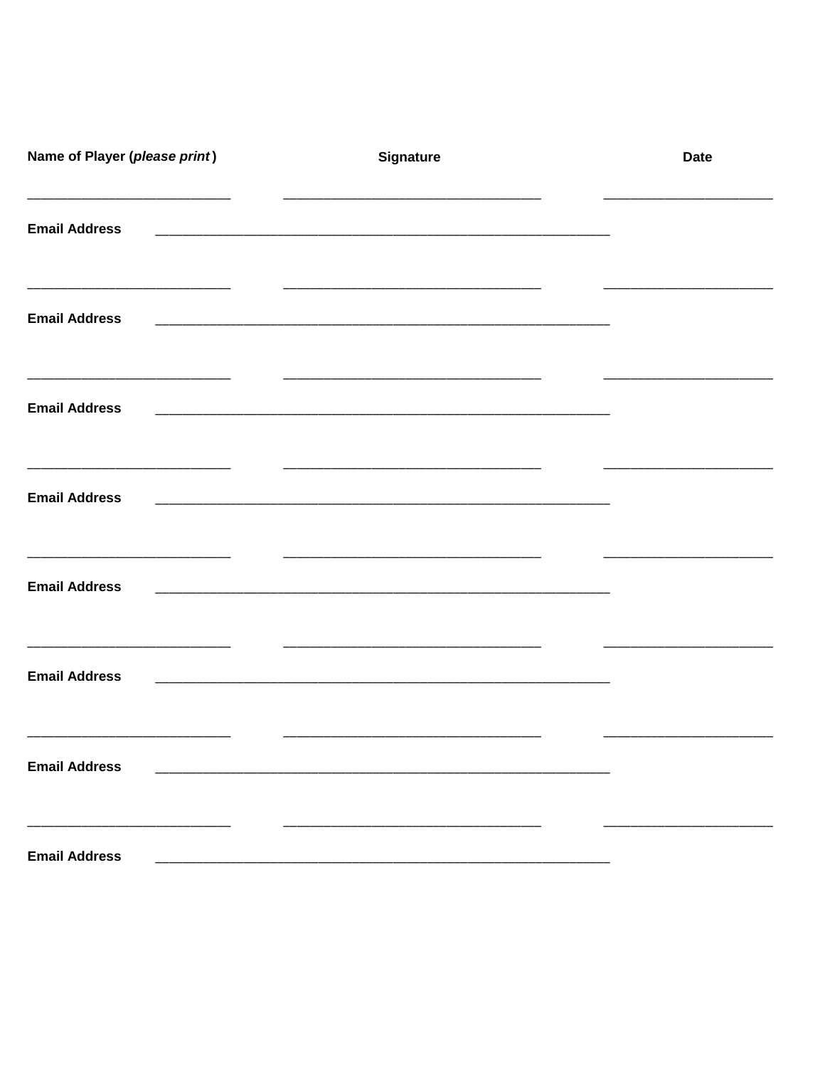| **Name of Player (*please print*)** | **Signature** | **Date** |
|---|---|---|
| ____________________________ | ___________________________________ | _______________________ |
| **Email Address** | ______________________________________________________________ | |
| ____________________________ | ___________________________________ | _______________________ |
| **Email Address** | ______________________________________________________________ | |
| ____________________________ | ___________________________________ | _______________________ |
| **Email Address** | ______________________________________________________________ | |
| ____________________________ | ___________________________________ | _______________________ |
| **Email Address** | ______________________________________________________________ | |
| ____________________________ | ___________________________________ | _______________________ |
| **Email Address** | ______________________________________________________________ | |
| ____________________________ | ___________________________________ | _______________________ |
| **Email Address** | ______________________________________________________________ | |
| ____________________________ | ___________________________________ | _______________________ |
| **Email Address** | ______________________________________________________________ | |
| ____________________________ | ___________________________________ | _______________________ |
| **Email Address** | ______________________________________________________________ | |